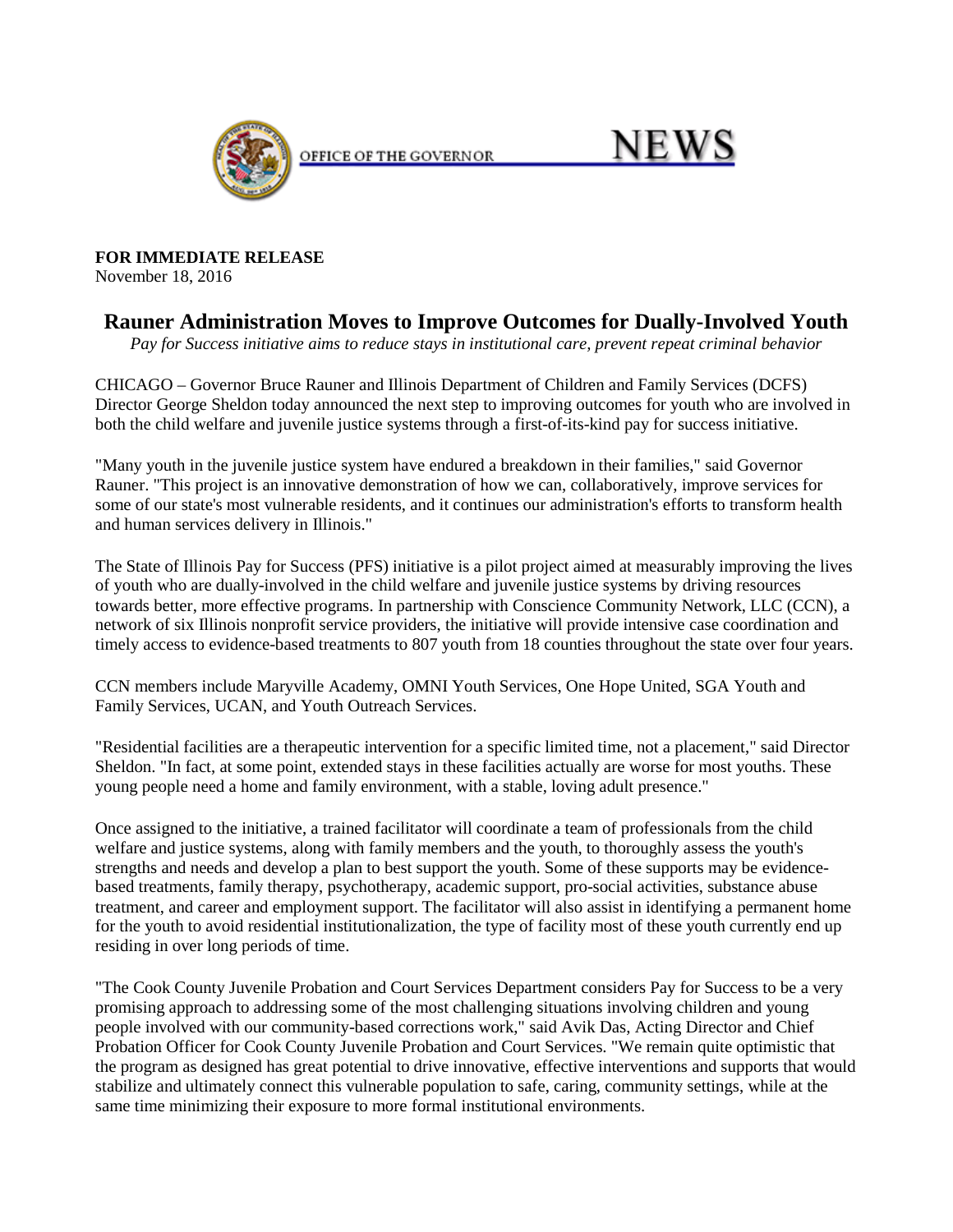OFFICE OF THE GOVERNOR

# NEWS

**FOR IMMEDIATE RELEASE**
November 18, 2016

## Rauner Administration Moves to Improve Outcomes for Dually-Involved Youth

*Pay for Success initiative aims to reduce stays in institutional care, prevent repeat criminal behavior*

CHICAGO – Governor Bruce Rauner and Illinois Department of Children and Family Services (DCFS) Director George Sheldon today announced the next step to improving outcomes for youth who are involved in both the child welfare and juvenile justice systems through a first-of-its-kind pay for success initiative.

"Many youth in the juvenile justice system have endured a breakdown in their families," said Governor Rauner. "This project is an innovative demonstration of how we can, collaboratively, improve services for some of our state's most vulnerable residents, and it continues our administration's efforts to transform health and human services delivery in Illinois."

The State of Illinois Pay for Success (PFS) initiative is a pilot project aimed at measurably improving the lives of youth who are dually-involved in the child welfare and juvenile justice systems by driving resources towards better, more effective programs. In partnership with Conscience Community Network, LLC (CCN), a network of six Illinois nonprofit service providers, the initiative will provide intensive case coordination and timely access to evidence-based treatments to 807 youth from 18 counties throughout the state over four years.

CCN members include Maryville Academy, OMNI Youth Services, One Hope United, SGA Youth and Family Services, UCAN, and Youth Outreach Services.

"Residential facilities are a therapeutic intervention for a specific limited time, not a placement," said Director Sheldon. "In fact, at some point, extended stays in these facilities actually are worse for most youths. These young people need a home and family environment, with a stable, loving adult presence."

Once assigned to the initiative, a trained facilitator will coordinate a team of professionals from the child welfare and justice systems, along with family members and the youth, to thoroughly assess the youth's strengths and needs and develop a plan to best support the youth. Some of these supports may be evidence-based treatments, family therapy, psychotherapy, academic support, pro-social activities, substance abuse treatment, and career and employment support. The facilitator will also assist in identifying a permanent home for the youth to avoid residential institutionalization, the type of facility most of these youth currently end up residing in over long periods of time.

"The Cook County Juvenile Probation and Court Services Department considers Pay for Success to be a very promising approach to addressing some of the most challenging situations involving children and young people involved with our community-based corrections work," said Avik Das, Acting Director and Chief Probation Officer for Cook County Juvenile Probation and Court Services. "We remain quite optimistic that the program as designed has great potential to drive innovative, effective interventions and supports that would stabilize and ultimately connect this vulnerable population to safe, caring, community settings, while at the same time minimizing their exposure to more formal institutional environments.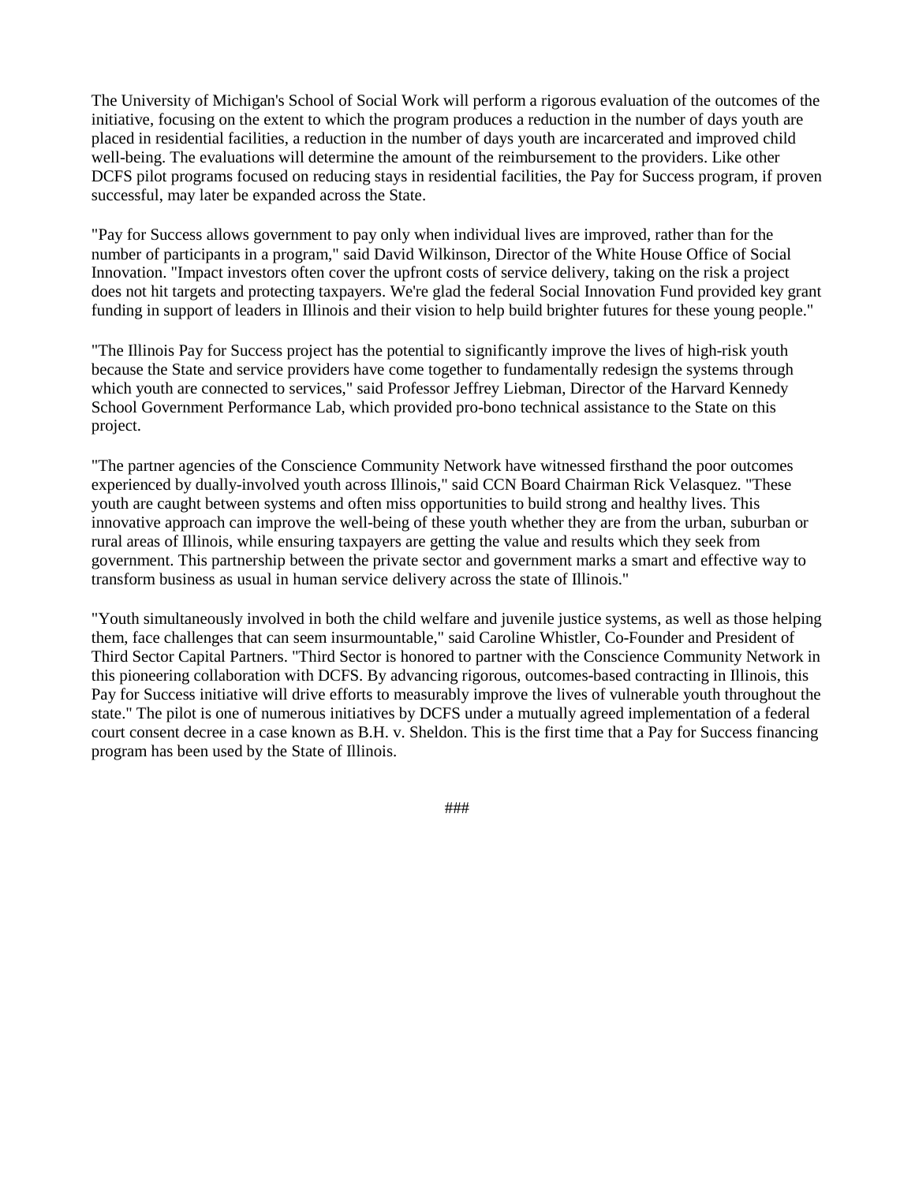The University of Michigan's School of Social Work will perform a rigorous evaluation of the outcomes of the initiative, focusing on the extent to which the program produces a reduction in the number of days youth are placed in residential facilities, a reduction in the number of days youth are incarcerated and improved child well-being. The evaluations will determine the amount of the reimbursement to the providers. Like other DCFS pilot programs focused on reducing stays in residential facilities, the Pay for Success program, if proven successful, may later be expanded across the State.

"Pay for Success allows government to pay only when individual lives are improved, rather than for the number of participants in a program," said David Wilkinson, Director of the White House Office of Social Innovation. "Impact investors often cover the upfront costs of service delivery, taking on the risk a project does not hit targets and protecting taxpayers. We're glad the federal Social Innovation Fund provided key grant funding in support of leaders in Illinois and their vision to help build brighter futures for these young people."

"The Illinois Pay for Success project has the potential to significantly improve the lives of high-risk youth because the State and service providers have come together to fundamentally redesign the systems through which youth are connected to services," said Professor Jeffrey Liebman, Director of the Harvard Kennedy School Government Performance Lab, which provided pro-bono technical assistance to the State on this project.

"The partner agencies of the Conscience Community Network have witnessed firsthand the poor outcomes experienced by dually-involved youth across Illinois," said CCN Board Chairman Rick Velasquez. "These youth are caught between systems and often miss opportunities to build strong and healthy lives. This innovative approach can improve the well-being of these youth whether they are from the urban, suburban or rural areas of Illinois, while ensuring taxpayers are getting the value and results which they seek from government. This partnership between the private sector and government marks a smart and effective way to transform business as usual in human service delivery across the state of Illinois."

"Youth simultaneously involved in both the child welfare and juvenile justice systems, as well as those helping them, face challenges that can seem insurmountable," said Caroline Whistler, Co-Founder and President of Third Sector Capital Partners. "Third Sector is honored to partner with the Conscience Community Network in this pioneering collaboration with DCFS. By advancing rigorous, outcomes-based contracting in Illinois, this Pay for Success initiative will drive efforts to measurably improve the lives of vulnerable youth throughout the state." The pilot is one of numerous initiatives by DCFS under a mutually agreed implementation of a federal court consent decree in a case known as B.H. v. Sheldon. This is the first time that a Pay for Success financing program has been used by the State of Illinois.

###